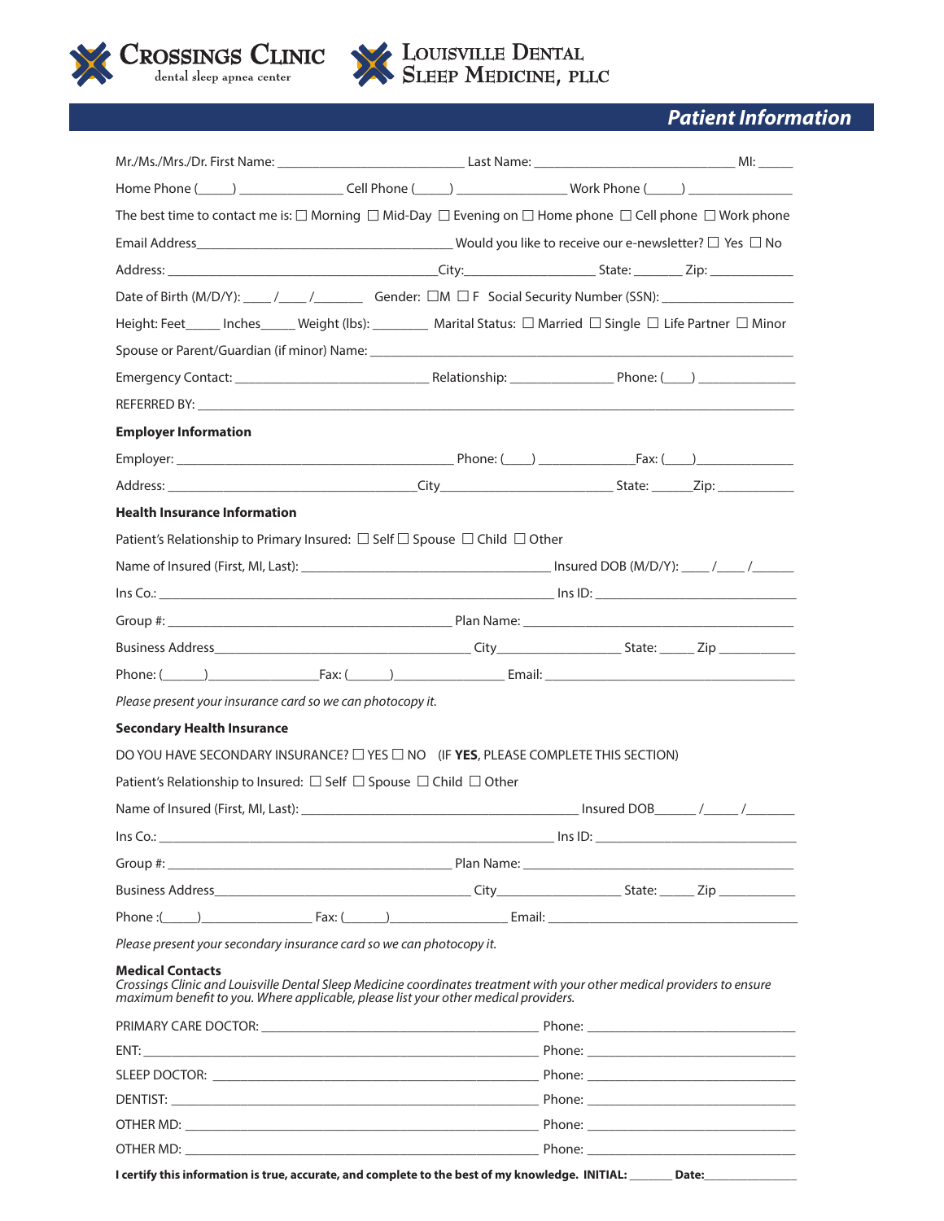**CROSSINGS CLINIC**
dental sleep apnea center

**LOUISVILLE DENTAL SLEEP MEDICINE, PLLC**

## *Patient Information*

Mr./Ms./Mrs./Dr. First Name: ___________________________ Last Name: ____________________________ MI: _____

Home Phone (_____) _______________ Cell Phone (_____) ________________ Work Phone (_____) _______________

The best time to contact me is: ☐ Morning ☐ Mid-Day ☐ Evening on ☐ Home phone ☐ Cell phone ☐ Work phone

Email Address____________________________________ Would you like to receive our e-newsletter? ☐ Yes ☐ No

Address: ______________________________________City:___________________ State: _______ Zip: ____________

Date of Birth (M/D/Y): ____ /____ /_______ Gender: ☐M ☐ F Social Security Number (SSN): ___________________

Height: Feet_____ Inches_____ Weight (lbs): ________ Marital Status: ☐ Married ☐ Single ☐ Life Partner ☐ Minor

Spouse or Parent/Guardian (if minor) Name: ______________________________________________________________

Emergency Contact: ____________________________ Relationship: _______________ Phone: (____) ______________

REFERRED BY: ___________________________________________________________________________________

**Employer Information**

Employer: ________________________________________ Phone: (____) ______________Fax: (____)______________

Address: ____________________________________City________________________ State: ______Zip: ___________

**Health Insurance Information**

Patient's Relationship to Primary Insured: ☐ Self ☐ Spouse ☐ Child ☐ Other

Name of Insured (First, MI, Last): ___________________________________ Insured DOB (M/D/Y): ____ /____ /______

Ins Co.: __________________________________________________________ Ins ID: ____________________________

Group #: __________________________________________ Plan Name: ______________________________________

Business Address_____________________________________ City_________________ State: _____ Zip ___________

Phone: (______)________________Fax: (______)________________ Email: ____________________________________

*Please present your insurance card so we can photocopy it.*

**Secondary Health Insurance**

DO YOU HAVE SECONDARY INSURANCE? ☐ YES ☐ NO (IF **YES**, PLEASE COMPLETE THIS SECTION)

Patient's Relationship to Insured: ☐ Self ☐ Spouse ☐ Child ☐ Other

Name of Insured (First, MI, Last): ________________________________________ Insured DOB______ /_____ /_______

Ins Co.: __________________________________________________________ Ins ID: ____________________________

Group #: __________________________________________ Plan Name: ______________________________________

Business Address_____________________________________ City_________________ State: _____ Zip ___________

Phone :(_____)________________ Fax: (______)_________________ Email: ___________________________________

*Please present your secondary insurance card so we can photocopy it.*

**Medical Contacts**
*Crossings Clinic and Louisville Dental Sleep Medicine coordinates treatment with your other medical providers to ensure maximum benefit to you. Where applicable, please list your other medical providers.*

PRIMARY CARE DOCTOR: ________________________________________ Phone: ______________________________

ENT: ________________________________________________________ Phone: ______________________________

SLEEP DOCTOR: _______________________________________________ Phone: ______________________________

DENTIST: _____________________________________________________ Phone: ______________________________

OTHER MD: ___________________________________________________ Phone: ______________________________

OTHER MD: ___________________________________________________ Phone: ______________________________

**I certify this information is true, accurate, and complete to the best of my knowledge. INITIAL: _______ Date:_______________**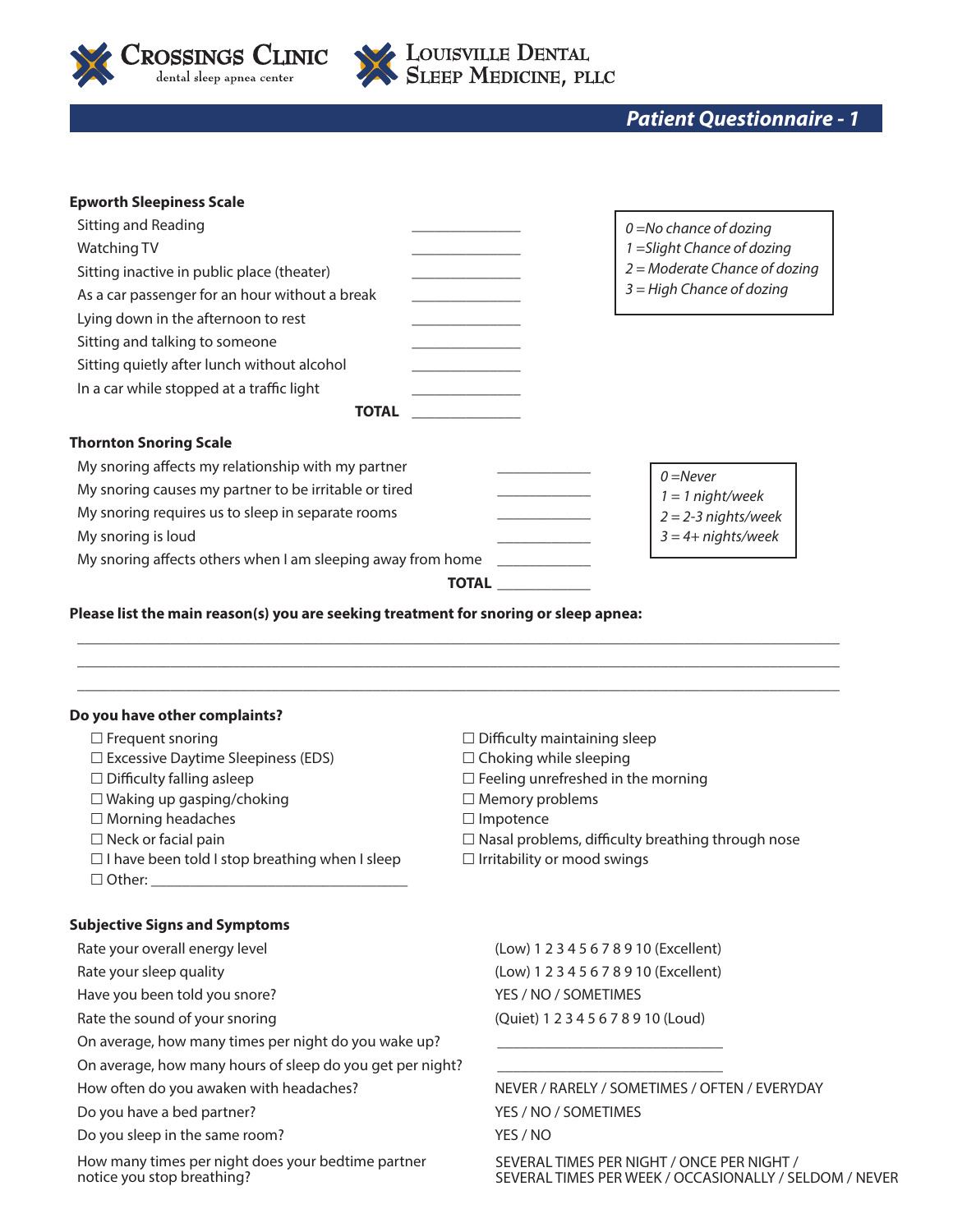# Crossings Clinic
dental sleep apnea center

# Louisville Dental Sleep Medicine, PLLC

## *Patient Questionnaire - 1*

### Epworth Sleepiness Scale

| | |
|---|---|
| Sitting and Reading | ____________ |
| Watching TV | ____________ |
| Sitting inactive in public place (theater) | ____________ |
| As a car passenger for an hour without a break | ____________ |
| Lying down in the afternoon to rest | ____________ |
| Sitting and talking to someone | ____________ |
| Sitting quietly after lunch without alcohol | ____________ |
| In a car while stopped at a traffic light | ____________ |
| **TOTAL** | ____________ |

*0 =No chance of dozing*
*1 =Slight Chance of dozing*
*2 = Moderate Chance of dozing*
*3 = High Chance of dozing*

### Thornton Snoring Scale

| | |
|---|---|
| My snoring affects my relationship with my partner | ____________ |
| My snoring causes my partner to be irritable or tired | ____________ |
| My snoring requires us to sleep in separate rooms | ____________ |
| My snoring is loud | ____________ |
| My snoring affects others when I am sleeping away from home | ____________ |
| **TOTAL** | ____________ |

*0 =Never*
*1 = 1 night/week*
*2 = 2-3 nights/week*
*3 = 4+ nights/week*

**Please list the main reason(s) you are seeking treatment for snoring or sleep apnea:**

________________________________________________________________________________

________________________________________________________________________________

________________________________________________________________________________

**Do you have other complaints?**

- ☐ Frequent snoring
- ☐ Excessive Daytime Sleepiness (EDS)
- ☐ Difficulty falling asleep
- ☐ Waking up gasping/choking
- ☐ Morning headaches
- ☐ Neck or facial pain
- ☐ I have been told I stop breathing when I sleep
- ☐ Other: ______________________________
- ☐ Difficulty maintaining sleep
- ☐ Choking while sleeping
- ☐ Feeling unrefreshed in the morning
- ☐ Memory problems
- ☐ Impotence
- ☐ Nasal problems, difficulty breathing through nose
- ☐ Irritability or mood swings

### Subjective Signs and Symptoms

| | |
|---|---|
| Rate your overall energy level | (Low) 1 2 3 4 5 6 7 8 9 10 (Excellent) |
| Rate your sleep quality | (Low) 1 2 3 4 5 6 7 8 9 10 (Excellent) |
| Have you been told you snore? | YES / NO / SOMETIMES |
| Rate the sound of your snoring | (Quiet) 1 2 3 4 5 6 7 8 9 10 (Loud) |
| On average, how many times per night do you wake up? | ________________________ |
| On average, how many hours of sleep do you get per night? | ________________________ |
| How often do you awaken with headaches? | NEVER / RARELY / SOMETIMES / OFTEN / EVERYDAY |
| Do you have a bed partner? | YES / NO / SOMETIMES |
| Do you sleep in the same room? | YES / NO |
| How many times per night does your bedtime partner notice you stop breathing? | SEVERAL TIMES PER NIGHT / ONCE PER NIGHT / SEVERAL TIMES PER WEEK / OCCASIONALLY / SELDOM / NEVER |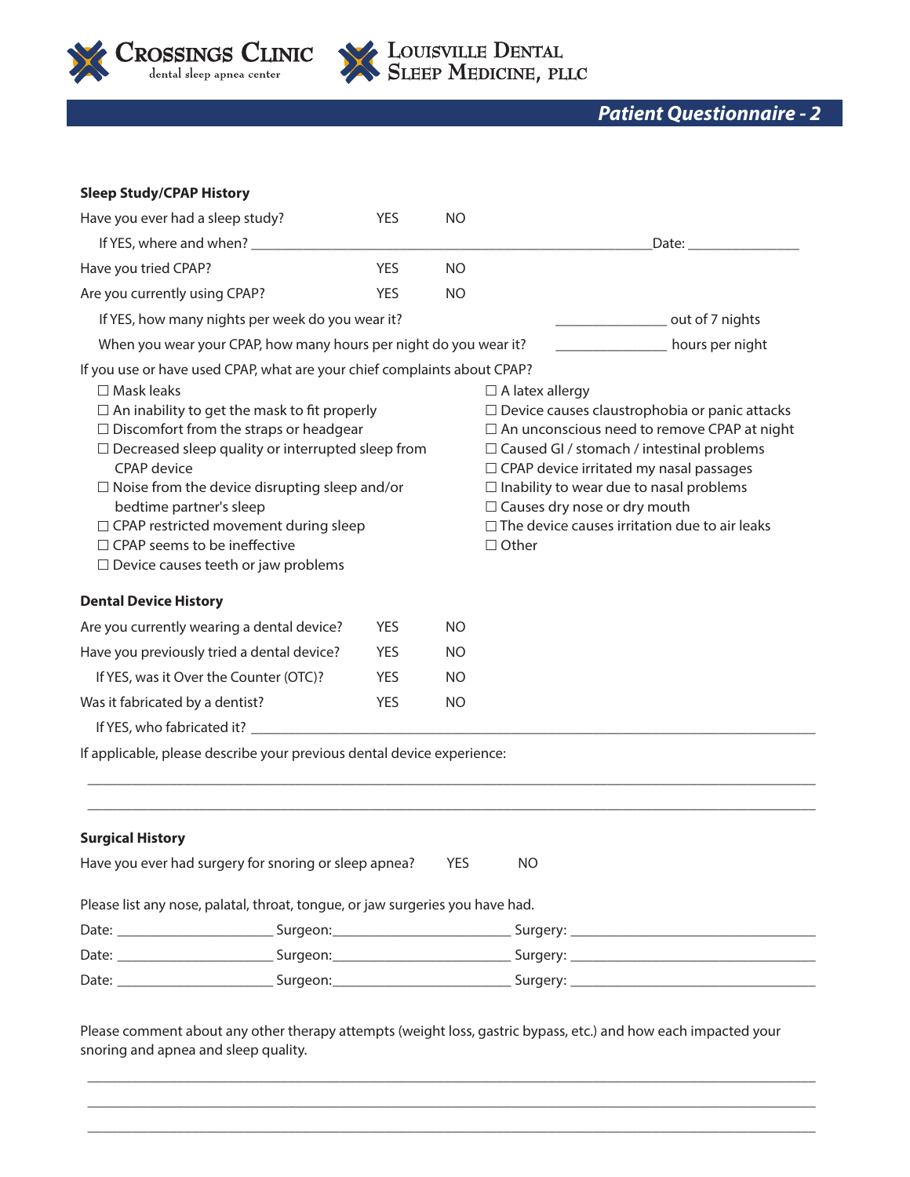CROSSINGS CLINIC
dental sleep apnea center

LOUISVILLE DENTAL SLEEP MEDICINE, PLLC

## *Patient Questionnaire - 2*

**Sleep Study/CPAP History**

Have you ever had a sleep study? YES NO

If YES, where and when? ______________________________________________________ Date: _______________

Have you tried CPAP? YES NO

Are you currently using CPAP? YES NO

If YES, how many nights per week do you wear it? _______________ out of 7 nights

When you wear your CPAP, how many hours per night do you wear it? _______________ hours per night

If you use or have used CPAP, what are your chief complaints about CPAP?

- ☐ Mask leaks
- ☐ An inability to get the mask to fit properly
- ☐ Discomfort from the straps or headgear
- ☐ Decreased sleep quality or interrupted sleep from CPAP device
- ☐ Noise from the device disrupting sleep and/or bedtime partner's sleep
- ☐ CPAP restricted movement during sleep
- ☐ CPAP seems to be ineffective
- ☐ Device causes teeth or jaw problems
- ☐ A latex allergy
- ☐ Device causes claustrophobia or panic attacks
- ☐ An unconscious need to remove CPAP at night
- ☐ Caused GI / stomach / intestinal problems
- ☐ CPAP device irritated my nasal passages
- ☐ Inability to wear due to nasal problems
- ☐ Causes dry nose or dry mouth
- ☐ The device causes irritation due to air leaks
- ☐ Other

**Dental Device History**

Are you currently wearing a dental device? YES NO

Have you previously tried a dental device? YES NO

If YES, was it Over the Counter (OTC)? YES NO

Was it fabricated by a dentist? YES NO

If YES, who fabricated it? ______________________________________________________________________________

If applicable, please describe your previous dental device experience:

_____________________________________________________________________________________________

_____________________________________________________________________________________________

**Surgical History**

Have you ever had surgery for snoring or sleep apnea? YES NO

Please list any nose, palatal, throat, tongue, or jaw surgeries you have had.

Date: _____________________ Surgeon: ________________________ Surgery: ____________________________________

Date: _____________________ Surgeon: ________________________ Surgery: ____________________________________

Date: _____________________ Surgeon: ________________________ Surgery: ____________________________________

Please comment about any other therapy attempts (weight loss, gastric bypass, etc.) and how each impacted your snoring and apnea and sleep quality.

_____________________________________________________________________________________________

_____________________________________________________________________________________________

_____________________________________________________________________________________________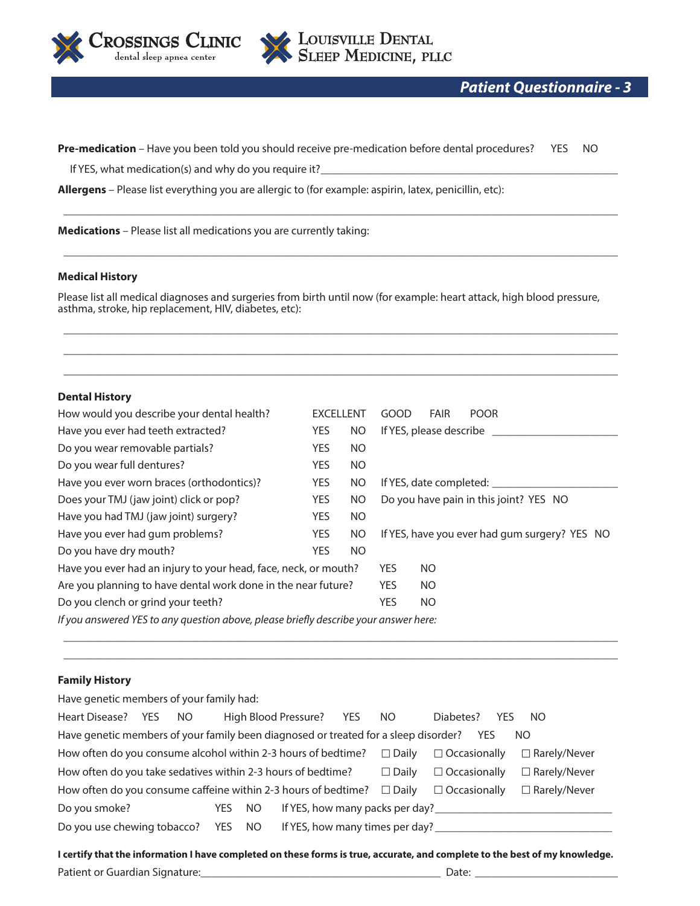CROSSINGS CLINIC
dental sleep apnea center

LOUISVILLE DENTAL SLEEP MEDICINE, PLLC

## *Patient Questionnaire - 3*

**Pre-medication** – Have you been told you should receive pre-medication before dental procedures? YES NO

If YES, what medication(s) and why do you require it?_______________________________________________

**Allergens** – Please list everything you are allergic to (for example: aspirin, latex, penicillin, etc):

_______________________________________________________________________________________

**Medications** – Please list all medications you are currently taking:

_______________________________________________________________________________________

**Medical History**

Please list all medical diagnoses and surgeries from birth until now (for example: heart attack, high blood pressure, asthma, stroke, hip replacement, HIV, diabetes, etc):

_______________________________________________________________________________________

_______________________________________________________________________________________

_______________________________________________________________________________________

**Dental History**

| | | | |
|---|---|---|---|
| How would you describe your dental health? | EXCELLENT | | GOOD FAIR POOR |
| Have you ever had teeth extracted? | YES | NO | If YES, please describe _____________________ |
| Do you wear removable partials? | YES | NO | |
| Do you wear full dentures? | YES | NO | |
| Have you ever worn braces (orthodontics)? | YES | NO | If YES, date completed: _____________________ |
| Does your TMJ (jaw joint) click or pop? | YES | NO | Do you have pain in this joint? YES NO |
| Have you had TMJ (jaw joint) surgery? | YES | NO | |
| Have you ever had gum problems? | YES | NO | If YES, have you ever had gum surgery? YES NO |
| Do you have dry mouth? | YES | NO | |

Have you ever had an injury to your head, face, neck, or mouth? YES NO

Are you planning to have dental work done in the near future? YES NO

Do you clench or grind your teeth? YES NO

*If you answered YES to any question above, please briefly describe your answer here:*

_______________________________________________________________________________________

_______________________________________________________________________________________

**Family History**

Have genetic members of your family had:

Heart Disease? YES NO High Blood Pressure? YES NO Diabetes? YES NO

Have genetic members of your family been diagnosed or treated for a sleep disorder? YES NO

How often do you consume alcohol within 2-3 hours of bedtime? ☐ Daily ☐ Occasionally ☐ Rarely/Never

How often do you take sedatives within 2-3 hours of bedtime? ☐ Daily ☐ Occasionally ☐ Rarely/Never

How often do you consume caffeine within 2-3 hours of bedtime? ☐ Daily ☐ Occasionally ☐ Rarely/Never

Do you smoke? YES NO If YES, how many packs per day?_______________________________

Do you use chewing tobacco? YES NO If YES, how many times per day?_______________________________

**I certify that the information I have completed on these forms is true, accurate, and complete to the best of my knowledge.**

Patient or Guardian Signature:_________________________________________ Date: _________________________